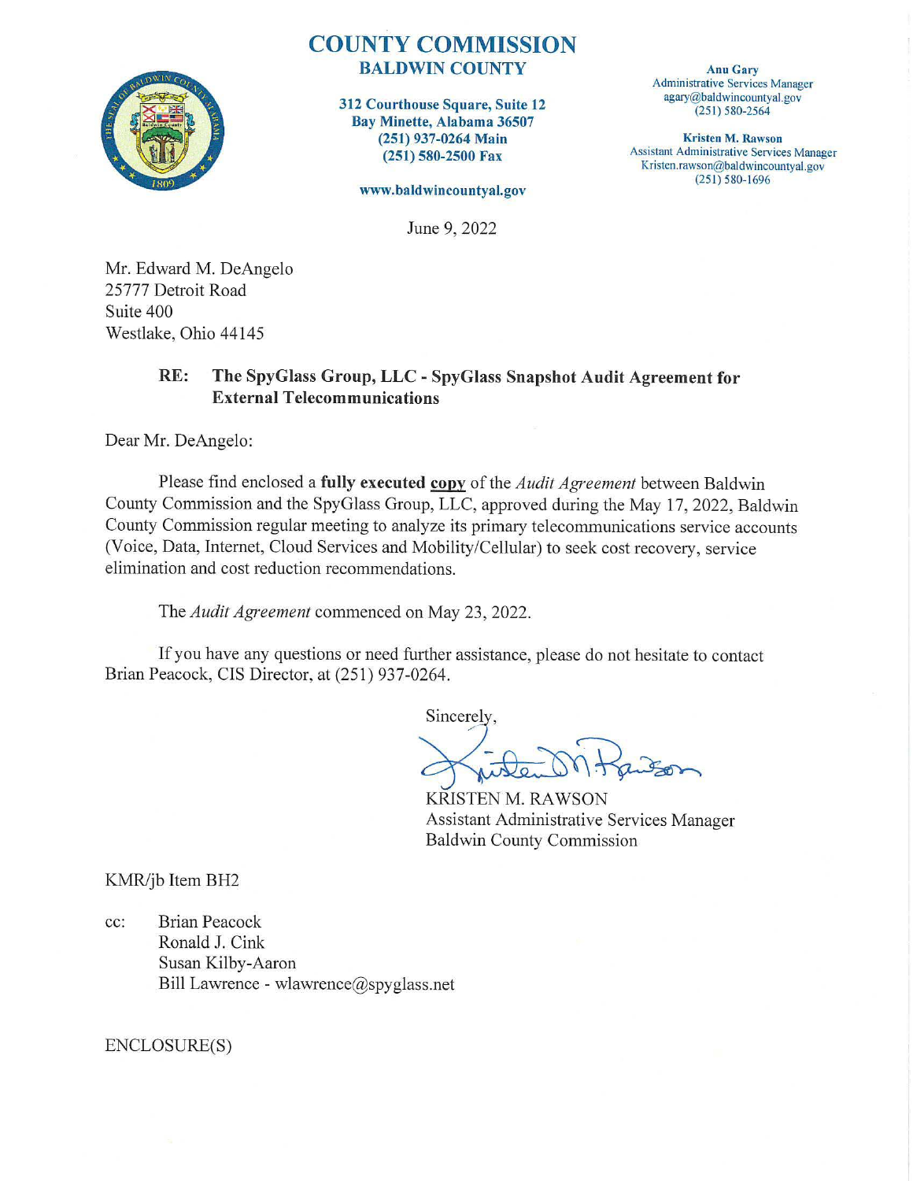# COUNTY COMMISSION
## BALDWIN COUNTY

**312 Courthouse Square, Suite 12**
**Bay Minette, Alabama 36507**
**(251) 937-0264 Main**
**(251) 580-2500 Fax**

**www.baldwincountyal.gov**

**Anu Gary**
Administrative Services Manager
agary@baldwincountyal.gov
(251) 580-2564

**Kristen M. Rawson**
Assistant Administrative Services Manager
Kristen.rawson@baldwincountyal.gov
(251) 580-1696

June 9, 2022

Mr. Edward M. DeAngelo
25777 Detroit Road
Suite 400
Westlake, Ohio 44145

**RE: The SpyGlass Group, LLC - SpyGlass Snapshot Audit Agreement for External Telecommunications**

Dear Mr. DeAngelo:

Please find enclosed a **fully executed copy** of the *Audit Agreement* between Baldwin County Commission and the SpyGlass Group, LLC, approved during the May 17, 2022, Baldwin County Commission regular meeting to analyze its primary telecommunications service accounts (Voice, Data, Internet, Cloud Services and Mobility/Cellular) to seek cost recovery, service elimination and cost reduction recommendations.

The *Audit Agreement* commenced on May 23, 2022.

If you have any questions or need further assistance, please do not hesitate to contact Brian Peacock, CIS Director, at (251) 937-0264.

Sincerely,

KRISTEN M. RAWSON
Assistant Administrative Services Manager
Baldwin County Commission

KMR/jb Item BH2

cc: Brian Peacock
Ronald J. Cink
Susan Kilby-Aaron
Bill Lawrence - wlawrence@spyglass.net

ENCLOSURE(S)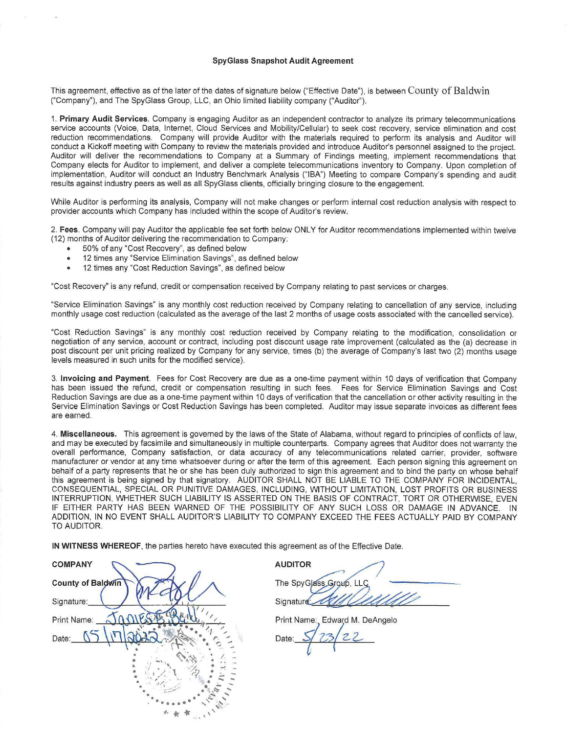# SpyGlass Snapshot Audit Agreement

This agreement, effective as of the later of the dates of signature below ("Effective Date"), is between County of Baldwin ("Company"), and The SpyGlass Group, LLC, an Ohio limited liability company ("Auditor").

1. **Primary Audit Services.** Company is engaging Auditor as an independent contractor to analyze its primary telecommunications service accounts (Voice, Data, Internet, Cloud Services and Mobility/Cellular) to seek cost recovery, service elimination and cost reduction recommendations. Company will provide Auditor with the materials required to perform its analysis and Auditor will conduct a Kickoff meeting with Company to review the materials provided and introduce Auditor's personnel assigned to the project. Auditor will deliver the recommendations to Company at a Summary of Findings meeting, implement recommendations that Company elects for Auditor to implement, and deliver a complete telecommunications inventory to Company. Upon completion of implementation, Auditor will conduct an Industry Benchmark Analysis ("IBA") Meeting to compare Company's spending and audit results against industry peers as well as all SpyGlass clients, officially bringing closure to the engagement.

While Auditor is performing its analysis, Company will not make changes or perform internal cost reduction analysis with respect to provider accounts which Company has included within the scope of Auditor's review.

2. **Fees**. Company will pay Auditor the applicable fee set forth below ONLY for Auditor recommendations implemented within twelve (12) months of Auditor delivering the recommendation to Company:

- 50% of any "Cost Recovery", as defined below
- 12 times any "Service Elimination Savings", as defined below
- 12 times any "Cost Reduction Savings", as defined below

"Cost Recovery" is any refund, credit or compensation received by Company relating to past services or charges.

"Service Elimination Savings" is any monthly cost reduction received by Company relating to cancellation of any service, including monthly usage cost reduction (calculated as the average of the last 2 months of usage costs associated with the cancelled service).

"Cost Reduction Savings" is any monthly cost reduction received by Company relating to the modification, consolidation or negotiation of any service, account or contract, including post discount usage rate improvement (calculated as the (a) decrease in post discount per unit pricing realized by Company for any service, times (b) the average of Company's last two (2) months usage levels measured in such units for the modified service).

3. **Invoicing and Payment**. Fees for Cost Recovery are due as a one-time payment within 10 days of verification that Company has been issued the refund, credit or compensation resulting in such fees. Fees for Service Elimination Savings and Cost Reduction Savings are due as a one-time payment within 10 days of verification that the cancellation or other activity resulting in the Service Elimination Savings or Cost Reduction Savings has been completed. Auditor may issue separate invoices as different fees are earned.

4. **Miscellaneous.** This agreement is governed by the laws of the State of Alabama, without regard to principles of conflicts of law, and may be executed by facsimile and simultaneously in multiple counterparts. Company agrees that Auditor does not warranty the overall performance, Company satisfaction, or data accuracy of any telecommunications related carrier, provider, software manufacturer or vendor at any time whatsoever during or after the term of this agreement. Each person signing this agreement on behalf of a party represents that he or she has been duly authorized to sign this agreement and to bind the party on whose behalf this agreement is being signed by that signatory. AUDITOR SHALL NOT BE LIABLE TO THE COMPANY FOR INCIDENTAL, CONSEQUENTIAL, SPECIAL OR PUNITIVE DAMAGES, INCLUDING, WITHOUT LIMITATION, LOST PROFITS OR BUSINESS INTERRUPTION, WHETHER SUCH LIABILITY IS ASSERTED ON THE BASIS OF CONTRACT, TORT OR OTHERWISE, EVEN IF EITHER PARTY HAS BEEN WARNED OF THE POSSIBILITY OF ANY SUCH LOSS OR DAMAGE IN ADVANCE. IN ADDITION, IN NO EVENT SHALL AUDITOR'S LIABILITY TO COMPANY EXCEED THE FEES ACTUALLY PAID BY COMPANY TO AUDITOR.

**IN WITNESS WHEREOF**, the parties hereto have executed this agreement as of the Effective Date.

| **COMPANY** | **AUDITOR** |
|---|---|
| County of Baldwin | The SpyGlass Group, LLC |
| Signature: [signature] | Signature: [signature] |
| Print Name: James E. Ball | Print Name: Edward M. DeAngelo |
| Date: 05/17/2022 | Date: 5/23/22 |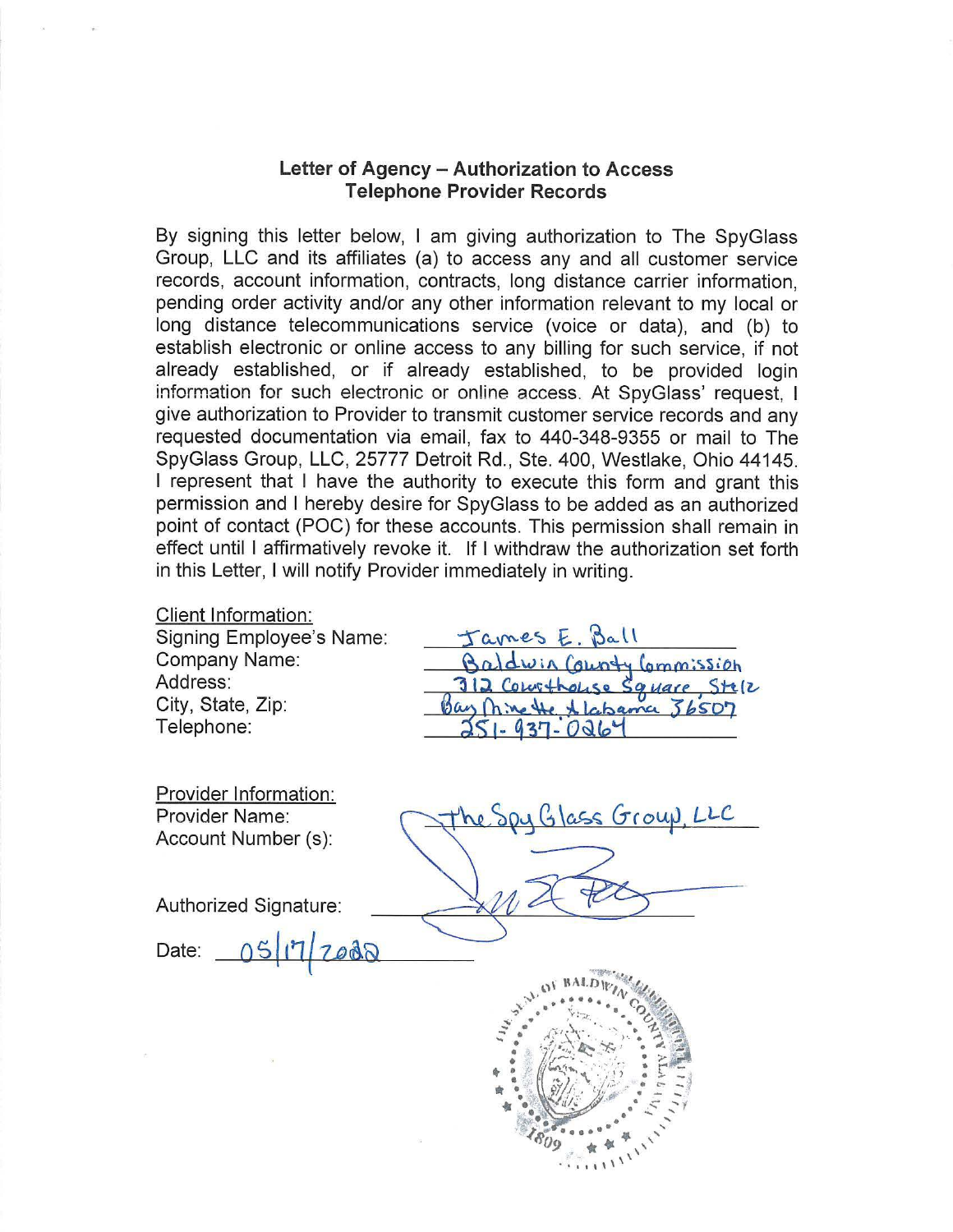**Letter of Agency – Authorization to Access Telephone Provider Records**

By signing this letter below, I am giving authorization to The SpyGlass Group, LLC and its affiliates (a) to access any and all customer service records, account information, contracts, long distance carrier information, pending order activity and/or any other information relevant to my local or long distance telecommunications service (voice or data), and (b) to establish electronic or online access to any billing for such service, if not already established, or if already established, to be provided login information for such electronic or online access. At SpyGlass' request, I give authorization to Provider to transmit customer service records and any requested documentation via email, fax to 440-348-9355 or mail to The SpyGlass Group, LLC, 25777 Detroit Rd., Ste. 400, Westlake, Ohio 44145. I represent that I have the authority to execute this form and grant this permission and I hereby desire for SpyGlass to be added as an authorized point of contact (POC) for these accounts. This permission shall remain in effect until I affirmatively revoke it. If I withdraw the authorization set forth in this Letter, I will notify Provider immediately in writing.

Client Information:

Signing Employee's Name: James E. Ball

Company Name: Baldwin County Commission

Address: 312 Courthouse Square, Ste 12

City, State, Zip: Bay Minette Alabama 36507

Telephone: 251-937-0264

Provider Information:

Provider Name: The SpyGlass Group, LLC

Account Number (s):

Authorized Signature: [signature]

Date: 05/17/2022

THE SEAL OF BALDWIN COUNTY ALABAMA 1809